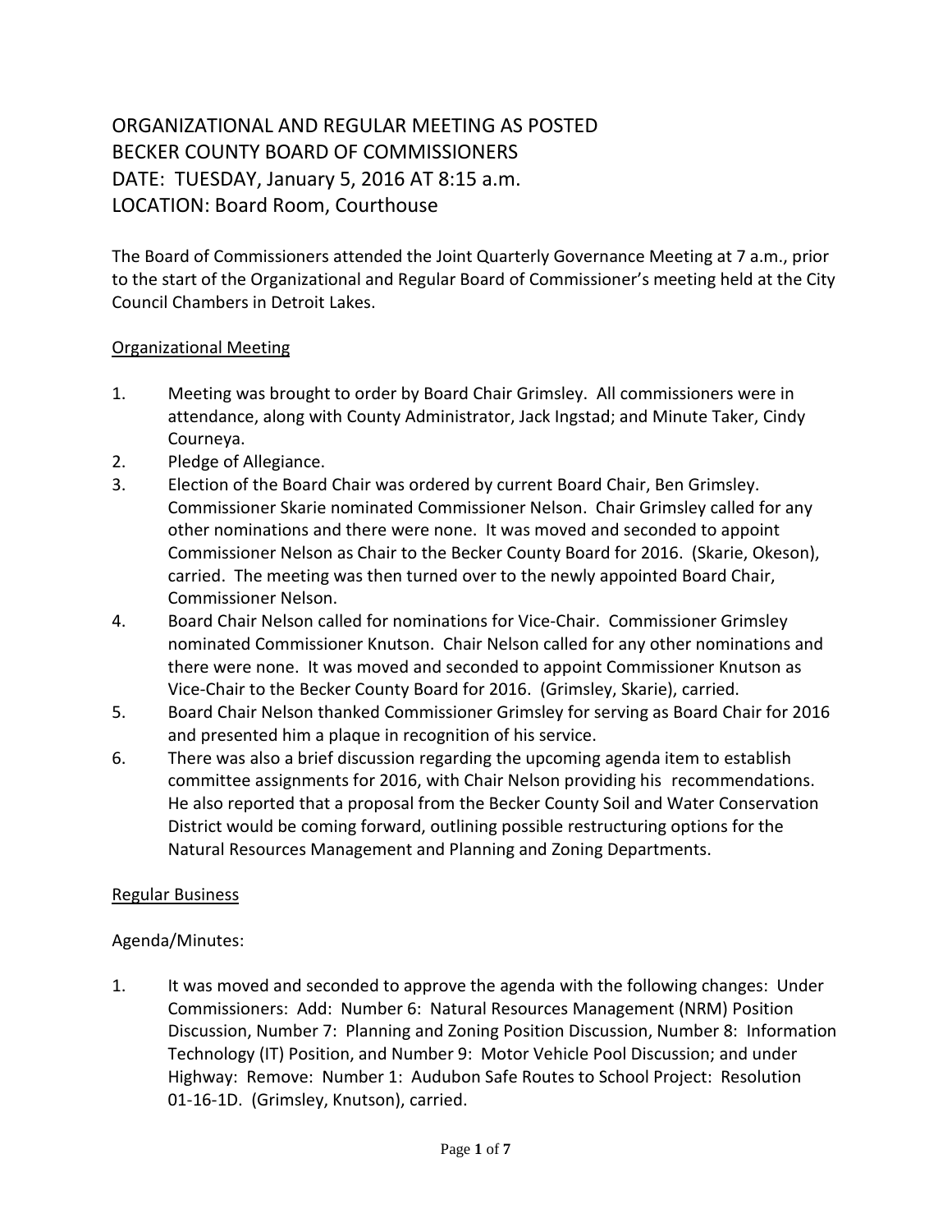# ORGANIZATIONAL AND REGULAR MEETING AS POSTED
# BECKER COUNTY BOARD OF COMMISSIONERS
# DATE: TUESDAY, January 5, 2016 AT 8:15 a.m.
# LOCATION: Board Room, Courthouse

The Board of Commissioners attended the Joint Quarterly Governance Meeting at 7 a.m., prior to the start of the Organizational and Regular Board of Commissioner's meeting held at the City Council Chambers in Detroit Lakes.

## Organizational Meeting

1. Meeting was brought to order by Board Chair Grimsley. All commissioners were in attendance, along with County Administrator, Jack Ingstad; and Minute Taker, Cindy Courneya.
2. Pledge of Allegiance.
3. Election of the Board Chair was ordered by current Board Chair, Ben Grimsley. Commissioner Skarie nominated Commissioner Nelson. Chair Grimsley called for any other nominations and there were none. It was moved and seconded to appoint Commissioner Nelson as Chair to the Becker County Board for 2016. (Skarie, Okeson), carried. The meeting was then turned over to the newly appointed Board Chair, Commissioner Nelson.
4. Board Chair Nelson called for nominations for Vice-Chair. Commissioner Grimsley nominated Commissioner Knutson. Chair Nelson called for any other nominations and there were none. It was moved and seconded to appoint Commissioner Knutson as Vice-Chair to the Becker County Board for 2016. (Grimsley, Skarie), carried.
5. Board Chair Nelson thanked Commissioner Grimsley for serving as Board Chair for 2016 and presented him a plaque in recognition of his service.
6. There was also a brief discussion regarding the upcoming agenda item to establish committee assignments for 2016, with Chair Nelson providing his recommendations. He also reported that a proposal from the Becker County Soil and Water Conservation District would be coming forward, outlining possible restructuring options for the Natural Resources Management and Planning and Zoning Departments.

## Regular Business

Agenda/Minutes:

1. It was moved and seconded to approve the agenda with the following changes: Under Commissioners: Add: Number 6: Natural Resources Management (NRM) Position Discussion, Number 7: Planning and Zoning Position Discussion, Number 8: Information Technology (IT) Position, and Number 9: Motor Vehicle Pool Discussion; and under Highway: Remove: Number 1: Audubon Safe Routes to School Project: Resolution 01-16-1D. (Grimsley, Knutson), carried.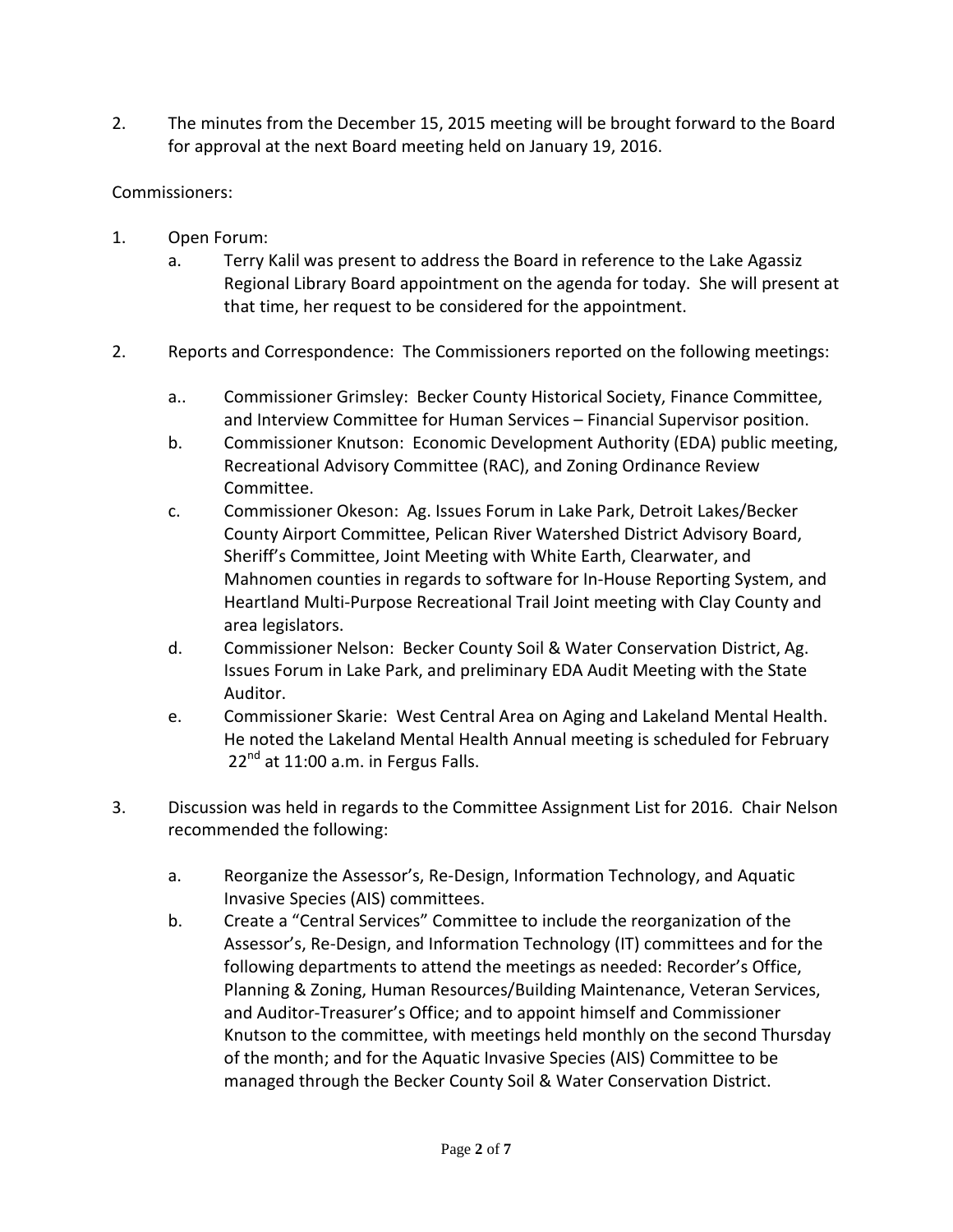2. The minutes from the December 15, 2015 meeting will be brought forward to the Board for approval at the next Board meeting held on January 19, 2016.

Commissioners:

1. Open Forum:
   a. Terry Kalil was present to address the Board in reference to the Lake Agassiz Regional Library Board appointment on the agenda for today. She will present at that time, her request to be considered for the appointment.

2. Reports and Correspondence: The Commissioners reported on the following meetings:

   a.. Commissioner Grimsley: Becker County Historical Society, Finance Committee, and Interview Committee for Human Services – Financial Supervisor position.
   b. Commissioner Knutson: Economic Development Authority (EDA) public meeting, Recreational Advisory Committee (RAC), and Zoning Ordinance Review Committee.
   c. Commissioner Okeson: Ag. Issues Forum in Lake Park, Detroit Lakes/Becker County Airport Committee, Pelican River Watershed District Advisory Board, Sheriff's Committee, Joint Meeting with White Earth, Clearwater, and Mahnomen counties in regards to software for In-House Reporting System, and Heartland Multi-Purpose Recreational Trail Joint meeting with Clay County and area legislators.
   d. Commissioner Nelson: Becker County Soil & Water Conservation District, Ag. Issues Forum in Lake Park, and preliminary EDA Audit Meeting with the State Auditor.
   e. Commissioner Skarie: West Central Area on Aging and Lakeland Mental Health. He noted the Lakeland Mental Health Annual meeting is scheduled for February 22nd at 11:00 a.m. in Fergus Falls.

3. Discussion was held in regards to the Committee Assignment List for 2016. Chair Nelson recommended the following:

   a. Reorganize the Assessor's, Re-Design, Information Technology, and Aquatic Invasive Species (AIS) committees.
   b. Create a "Central Services" Committee to include the reorganization of the Assessor's, Re-Design, and Information Technology (IT) committees and for the following departments to attend the meetings as needed: Recorder's Office, Planning & Zoning, Human Resources/Building Maintenance, Veteran Services, and Auditor-Treasurer's Office; and to appoint himself and Commissioner Knutson to the committee, with meetings held monthly on the second Thursday of the month; and for the Aquatic Invasive Species (AIS) Committee to be managed through the Becker County Soil & Water Conservation District.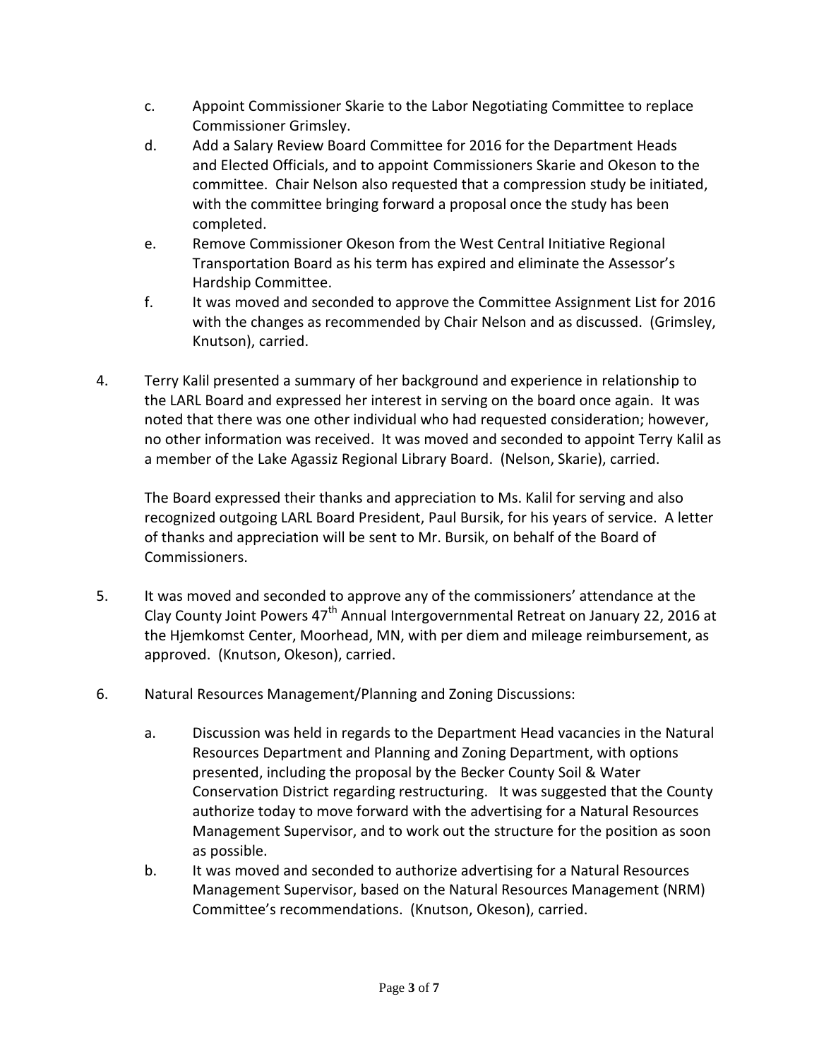c. Appoint Commissioner Skarie to the Labor Negotiating Committee to replace Commissioner Grimsley.

d. Add a Salary Review Board Committee for 2016 for the Department Heads and Elected Officials, and to appoint Commissioners Skarie and Okeson to the committee. Chair Nelson also requested that a compression study be initiated, with the committee bringing forward a proposal once the study has been completed.

e. Remove Commissioner Okeson from the West Central Initiative Regional Transportation Board as his term has expired and eliminate the Assessor's Hardship Committee.

f. It was moved and seconded to approve the Committee Assignment List for 2016 with the changes as recommended by Chair Nelson and as discussed. (Grimsley, Knutson), carried.

4. Terry Kalil presented a summary of her background and experience in relationship to the LARL Board and expressed her interest in serving on the board once again. It was noted that there was one other individual who had requested consideration; however, no other information was received. It was moved and seconded to appoint Terry Kalil as a member of the Lake Agassiz Regional Library Board. (Nelson, Skarie), carried.

   The Board expressed their thanks and appreciation to Ms. Kalil for serving and also recognized outgoing LARL Board President, Paul Bursik, for his years of service. A letter of thanks and appreciation will be sent to Mr. Bursik, on behalf of the Board of Commissioners.

5. It was moved and seconded to approve any of the commissioners' attendance at the Clay County Joint Powers 47th Annual Intergovernmental Retreat on January 22, 2016 at the Hjemkomst Center, Moorhead, MN, with per diem and mileage reimbursement, as approved. (Knutson, Okeson), carried.

6. Natural Resources Management/Planning and Zoning Discussions:

   a. Discussion was held in regards to the Department Head vacancies in the Natural Resources Department and Planning and Zoning Department, with options presented, including the proposal by the Becker County Soil & Water Conservation District regarding restructuring. It was suggested that the County authorize today to move forward with the advertising for a Natural Resources Management Supervisor, and to work out the structure for the position as soon as possible.

   b. It was moved and seconded to authorize advertising for a Natural Resources Management Supervisor, based on the Natural Resources Management (NRM) Committee's recommendations. (Knutson, Okeson), carried.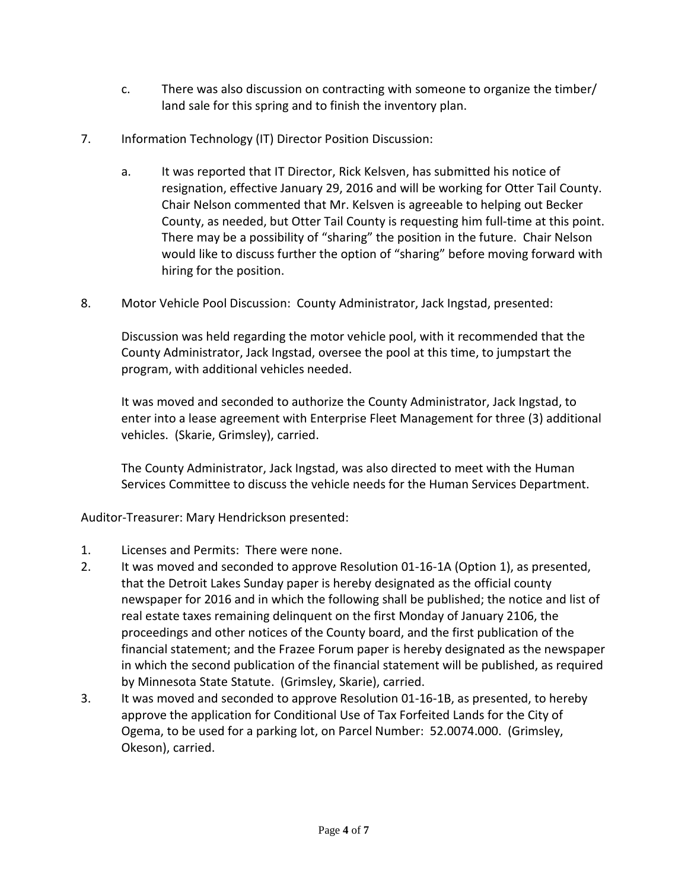c. There was also discussion on contracting with someone to organize the timber/ land sale for this spring and to finish the inventory plan.

7. Information Technology (IT) Director Position Discussion:

   a. It was reported that IT Director, Rick Kelsven, has submitted his notice of resignation, effective January 29, 2016 and will be working for Otter Tail County. Chair Nelson commented that Mr. Kelsven is agreeable to helping out Becker County, as needed, but Otter Tail County is requesting him full-time at this point. There may be a possibility of "sharing" the position in the future. Chair Nelson would like to discuss further the option of "sharing" before moving forward with hiring for the position.

8. Motor Vehicle Pool Discussion: County Administrator, Jack Ingstad, presented:

   Discussion was held regarding the motor vehicle pool, with it recommended that the County Administrator, Jack Ingstad, oversee the pool at this time, to jumpstart the program, with additional vehicles needed.

   It was moved and seconded to authorize the County Administrator, Jack Ingstad, to enter into a lease agreement with Enterprise Fleet Management for three (3) additional vehicles. (Skarie, Grimsley), carried.

   The County Administrator, Jack Ingstad, was also directed to meet with the Human Services Committee to discuss the vehicle needs for the Human Services Department.

Auditor-Treasurer: Mary Hendrickson presented:

1. Licenses and Permits: There were none.
2. It was moved and seconded to approve Resolution 01-16-1A (Option 1), as presented, that the Detroit Lakes Sunday paper is hereby designated as the official county newspaper for 2016 and in which the following shall be published; the notice and list of real estate taxes remaining delinquent on the first Monday of January 2106, the proceedings and other notices of the County board, and the first publication of the financial statement; and the Frazee Forum paper is hereby designated as the newspaper in which the second publication of the financial statement will be published, as required by Minnesota State Statute. (Grimsley, Skarie), carried.
3. It was moved and seconded to approve Resolution 01-16-1B, as presented, to hereby approve the application for Conditional Use of Tax Forfeited Lands for the City of Ogema, to be used for a parking lot, on Parcel Number: 52.0074.000. (Grimsley, Okeson), carried.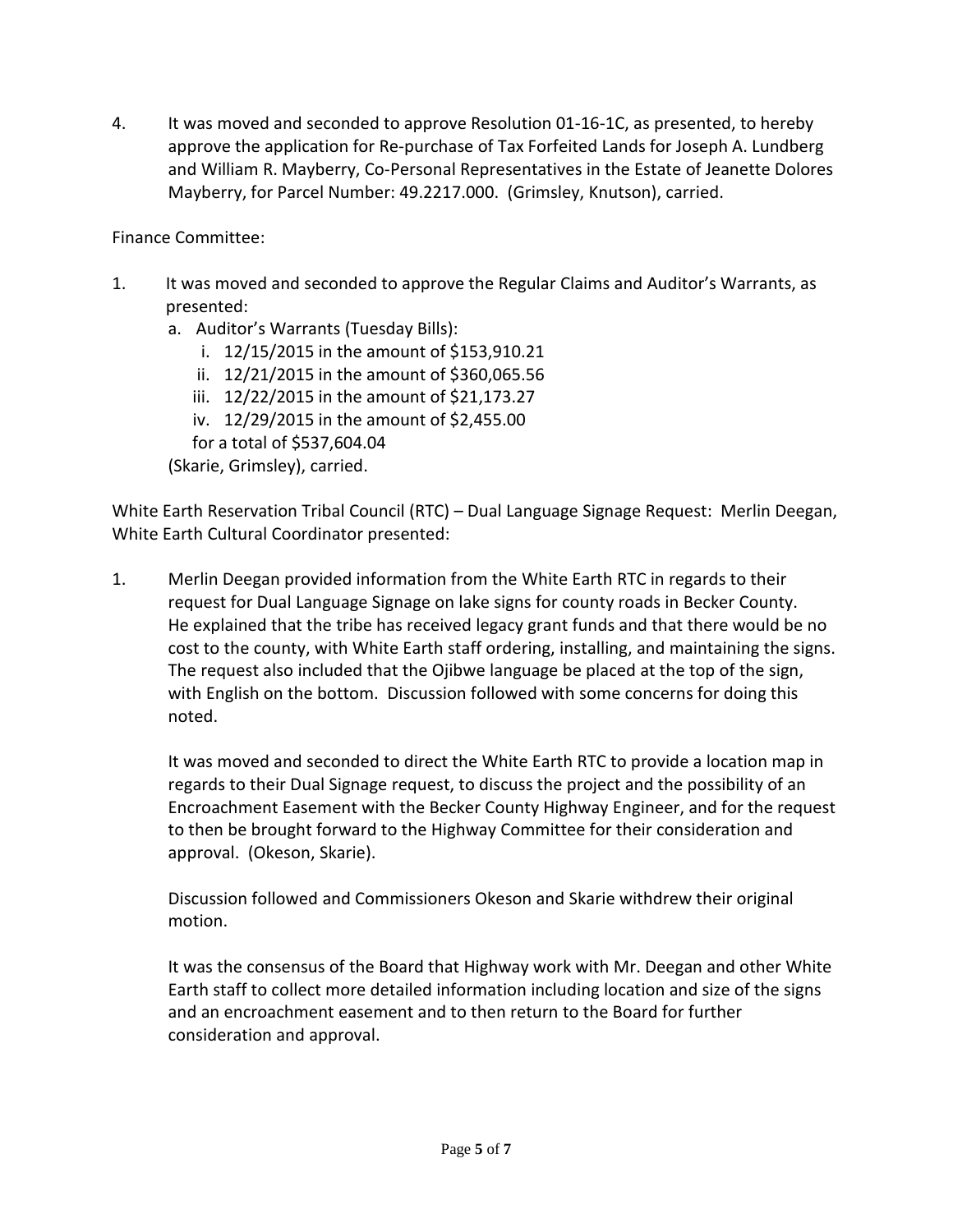4. It was moved and seconded to approve Resolution 01-16-1C, as presented, to hereby approve the application for Re-purchase of Tax Forfeited Lands for Joseph A. Lundberg and William R. Mayberry, Co-Personal Representatives in the Estate of Jeanette Dolores Mayberry, for Parcel Number: 49.2217.000. (Grimsley, Knutson), carried.

Finance Committee:

1. It was moved and seconded to approve the Regular Claims and Auditor's Warrants, as presented:
   a. Auditor's Warrants (Tuesday Bills):
      i. 12/15/2015 in the amount of $153,910.21
      ii. 12/21/2015 in the amount of $360,065.56
      iii. 12/22/2015 in the amount of $21,173.27
      iv. 12/29/2015 in the amount of $2,455.00
      
      for a total of $537,604.04
   
   (Skarie, Grimsley), carried.

White Earth Reservation Tribal Council (RTC) – Dual Language Signage Request: Merlin Deegan, White Earth Cultural Coordinator presented:

1. Merlin Deegan provided information from the White Earth RTC in regards to their request for Dual Language Signage on lake signs for county roads in Becker County. He explained that the tribe has received legacy grant funds and that there would be no cost to the county, with White Earth staff ordering, installing, and maintaining the signs. The request also included that the Ojibwe language be placed at the top of the sign, with English on the bottom. Discussion followed with some concerns for doing this noted.

   It was moved and seconded to direct the White Earth RTC to provide a location map in regards to their Dual Signage request, to discuss the project and the possibility of an Encroachment Easement with the Becker County Highway Engineer, and for the request to then be brought forward to the Highway Committee for their consideration and approval. (Okeson, Skarie).

   Discussion followed and Commissioners Okeson and Skarie withdrew their original motion.

   It was the consensus of the Board that Highway work with Mr. Deegan and other White Earth staff to collect more detailed information including location and size of the signs and an encroachment easement and to then return to the Board for further consideration and approval.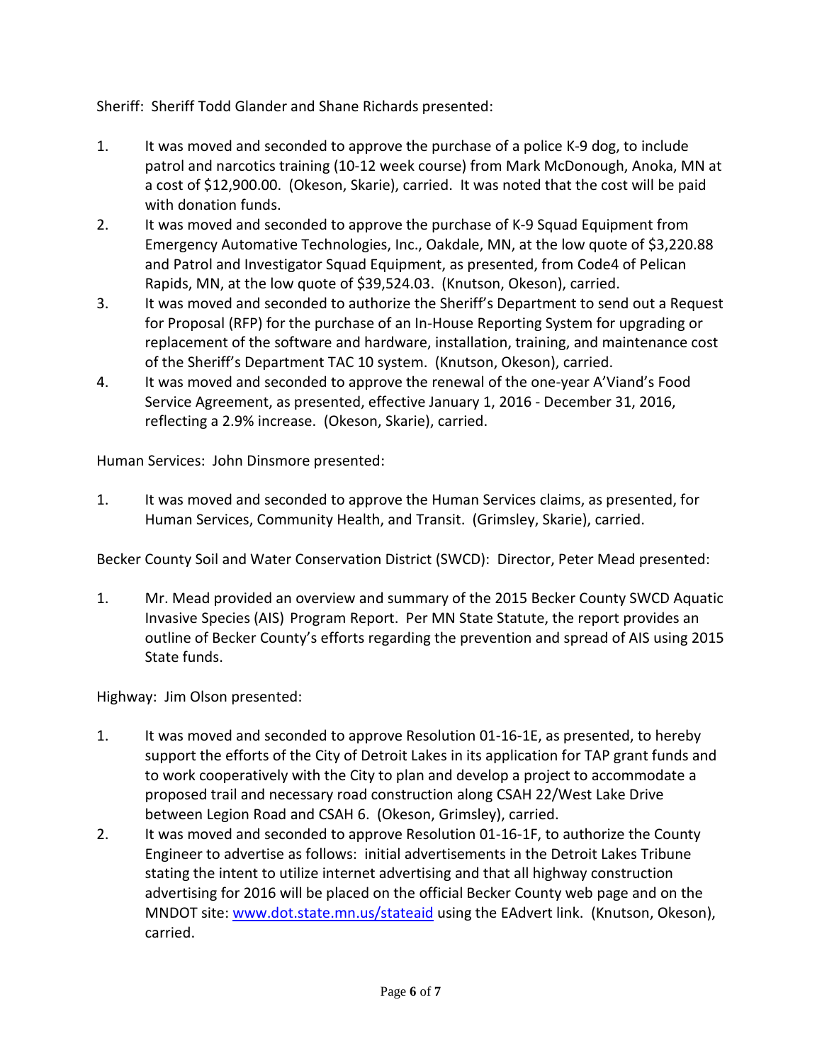Sheriff: Sheriff Todd Glander and Shane Richards presented:

1. It was moved and seconded to approve the purchase of a police K-9 dog, to include patrol and narcotics training (10-12 week course) from Mark McDonough, Anoka, MN at a cost of $12,900.00. (Okeson, Skarie), carried. It was noted that the cost will be paid with donation funds.
2. It was moved and seconded to approve the purchase of K-9 Squad Equipment from Emergency Automative Technologies, Inc., Oakdale, MN, at the low quote of $3,220.88 and Patrol and Investigator Squad Equipment, as presented, from Code4 of Pelican Rapids, MN, at the low quote of $39,524.03. (Knutson, Okeson), carried.
3. It was moved and seconded to authorize the Sheriff's Department to send out a Request for Proposal (RFP) for the purchase of an In-House Reporting System for upgrading or replacement of the software and hardware, installation, training, and maintenance cost of the Sheriff's Department TAC 10 system. (Knutson, Okeson), carried.
4. It was moved and seconded to approve the renewal of the one-year A'Viand's Food Service Agreement, as presented, effective January 1, 2016 - December 31, 2016, reflecting a 2.9% increase. (Okeson, Skarie), carried.

Human Services: John Dinsmore presented:

1. It was moved and seconded to approve the Human Services claims, as presented, for Human Services, Community Health, and Transit. (Grimsley, Skarie), carried.

Becker County Soil and Water Conservation District (SWCD): Director, Peter Mead presented:

1. Mr. Mead provided an overview and summary of the 2015 Becker County SWCD Aquatic Invasive Species (AIS) Program Report. Per MN State Statute, the report provides an outline of Becker County's efforts regarding the prevention and spread of AIS using 2015 State funds.

Highway: Jim Olson presented:

1. It was moved and seconded to approve Resolution 01-16-1E, as presented, to hereby support the efforts of the City of Detroit Lakes in its application for TAP grant funds and to work cooperatively with the City to plan and develop a project to accommodate a proposed trail and necessary road construction along CSAH 22/West Lake Drive between Legion Road and CSAH 6. (Okeson, Grimsley), carried.
2. It was moved and seconded to approve Resolution 01-16-1F, to authorize the County Engineer to advertise as follows: initial advertisements in the Detroit Lakes Tribune stating the intent to utilize internet advertising and that all highway construction advertising for 2016 will be placed on the official Becker County web page and on the MNDOT site: [www.dot.state.mn.us/stateaid](www.dot.state.mn.us/stateaid) using the EAdvert link. (Knutson, Okeson), carried.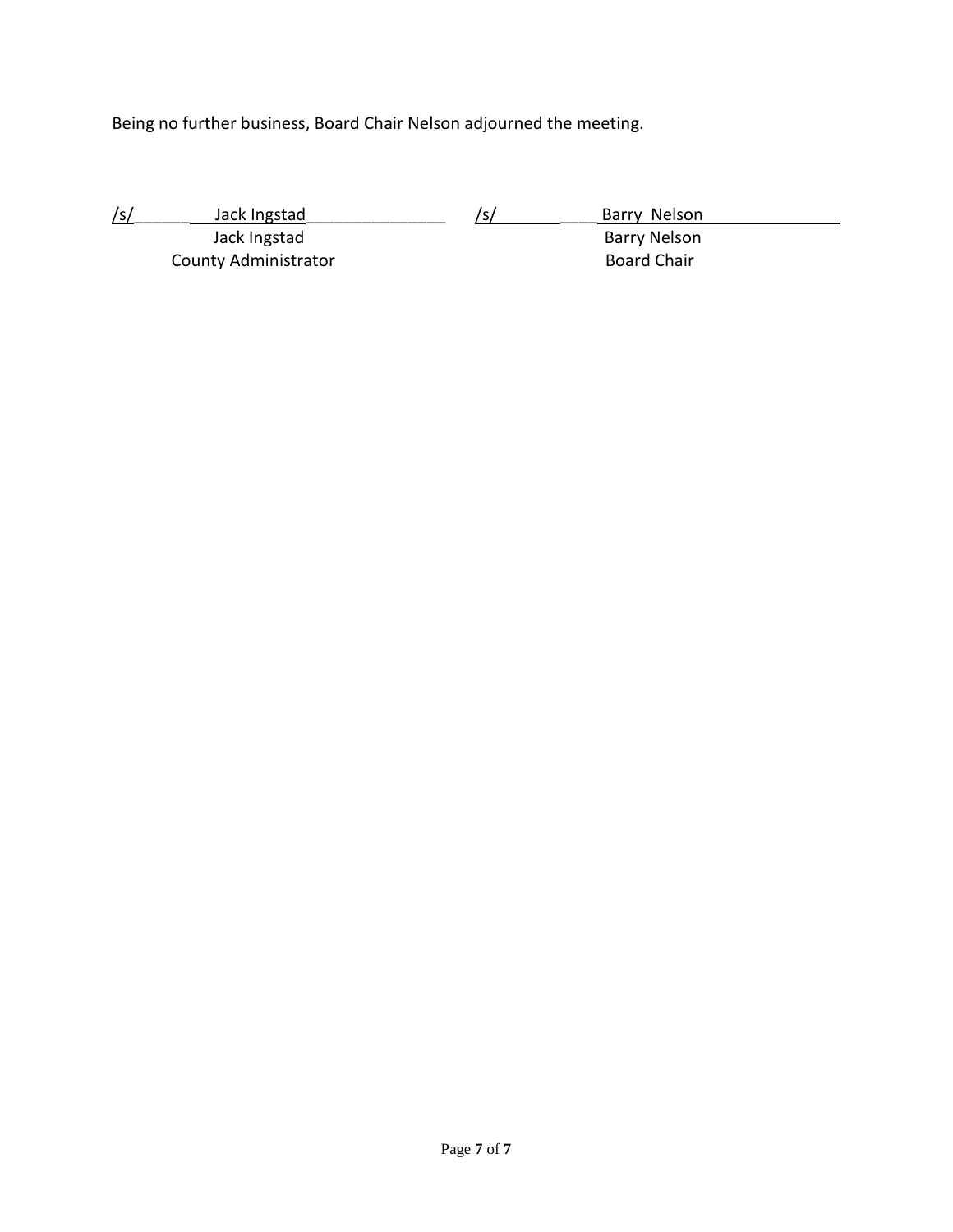Being no further business, Board Chair Nelson adjourned the meeting.

/s/ Jack Ingstad
Jack Ingstad
County Administrator

/s/ Barry Nelson
Barry Nelson
Board Chair